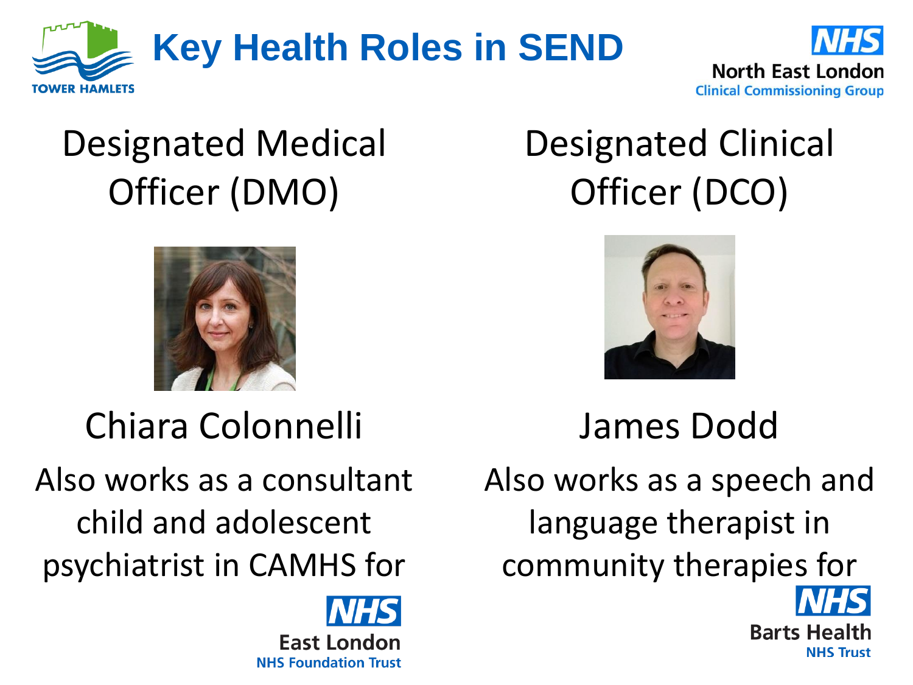# Key Health Roles in SEND

TOWER HAMLETS

NHS North East London Clinical Commissioning Group

## Designated Medical Officer (DMO)

Chiara Colonnelli

Also works as a consultant child and adolescent psychiatrist in CAMHS for

NHS East London NHS Foundation Trust

## Designated Clinical Officer (DCO)

James Dodd

Also works as a speech and language therapist in community therapies for

NHS Barts Health NHS Trust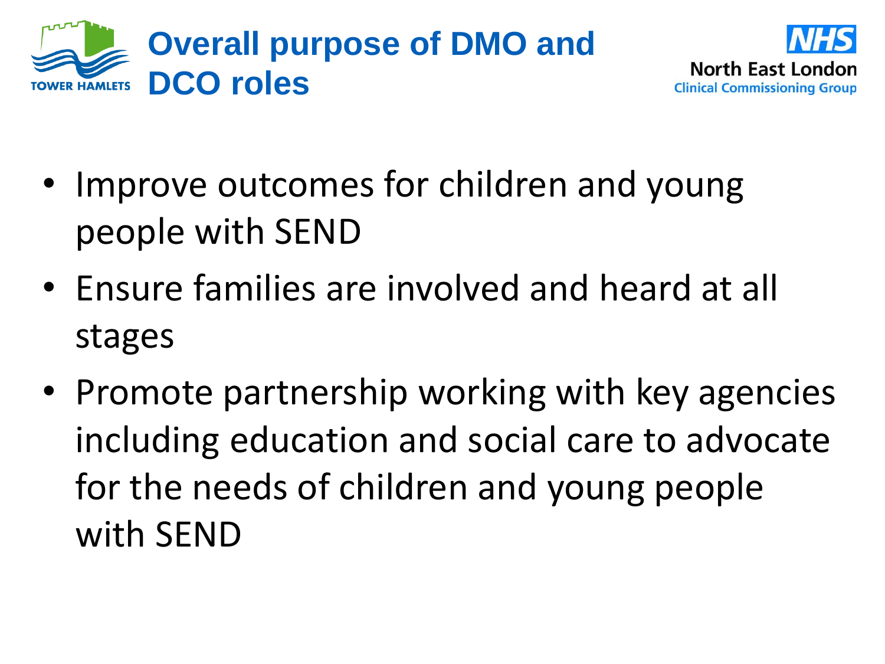# Overall purpose of DMO and DCO roles

- Improve outcomes for children and young people with SEND
- Ensure families are involved and heard at all stages
- Promote partnership working with key agencies including education and social care to advocate for the needs of children and young people with SEND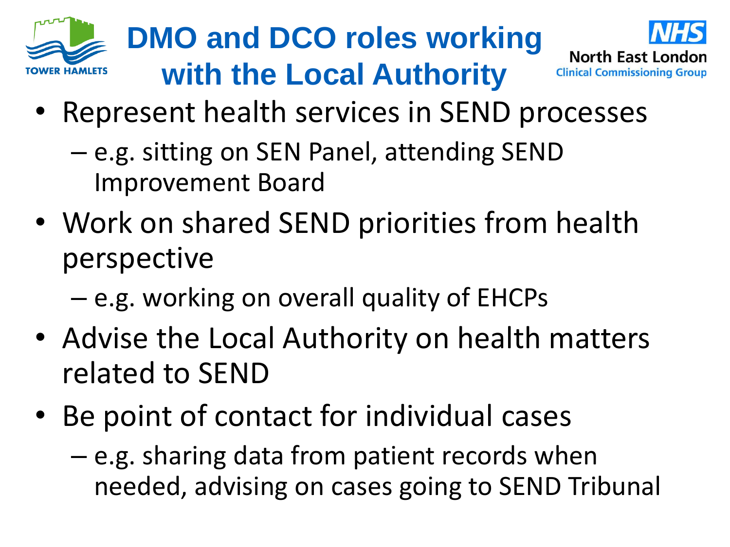# DMO and DCO roles working with the Local Authority

- Represent health services in SEND processes
  - e.g. sitting on SEN Panel, attending SEND Improvement Board
- Work on shared SEND priorities from health perspective
  - e.g. working on overall quality of EHCPs
- Advise the Local Authority on health matters related to SEND
- Be point of contact for individual cases
  - e.g. sharing data from patient records when needed, advising on cases going to SEND Tribunal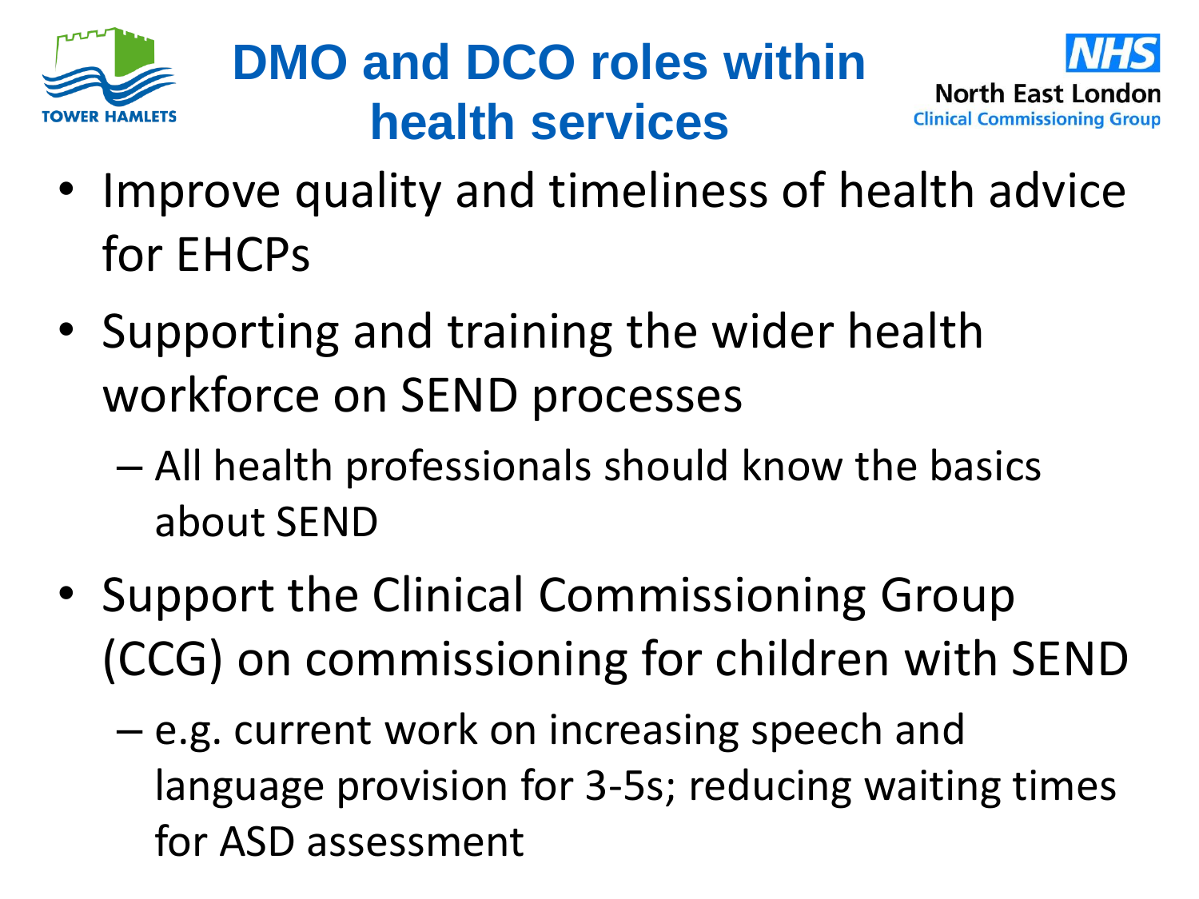# DMO and DCO roles within health services

- Improve quality and timeliness of health advice for EHCPs
- Supporting and training the wider health workforce on SEND processes
  - All health professionals should know the basics about SEND
- Support the Clinical Commissioning Group (CCG) on commissioning for children with SEND
  - e.g. current work on increasing speech and language provision for 3-5s; reducing waiting times for ASD assessment